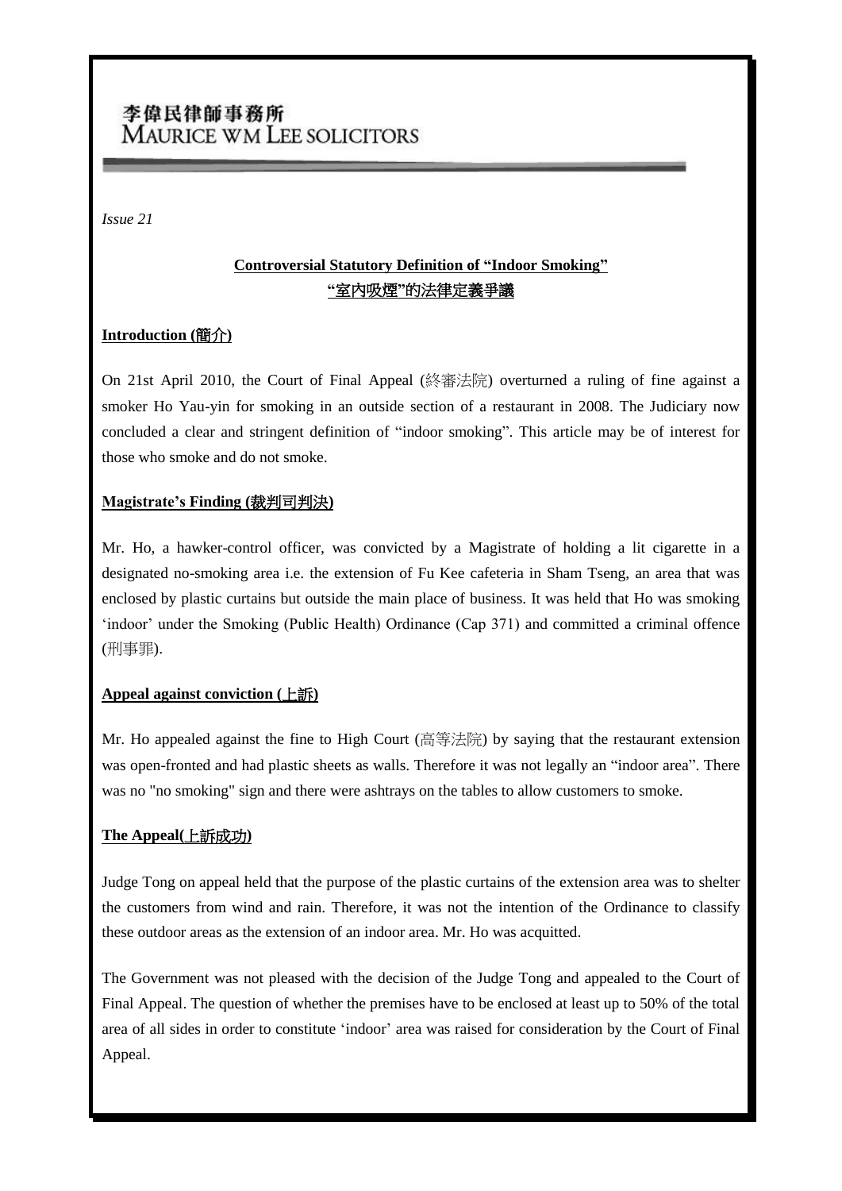# 李偉民律師事務所
# MAURICE WM LEE SOLICITORS

*Issue 21*

## Controversial Statutory Definition of "Indoor Smoking"
## "室內吸煙"的法律定義爭議

### Introduction (簡介)

On 21st April 2010, the Court of Final Appeal (終審法院) overturned a ruling of fine against a smoker Ho Yau-yin for smoking in an outside section of a restaurant in 2008. The Judiciary now concluded a clear and stringent definition of "indoor smoking". This article may be of interest for those who smoke and do not smoke.

### Magistrate's Finding (裁判司判決)

Mr. Ho, a hawker-control officer, was convicted by a Magistrate of holding a lit cigarette in a designated no-smoking area i.e. the extension of Fu Kee cafeteria in Sham Tseng, an area that was enclosed by plastic curtains but outside the main place of business. It was held that Ho was smoking 'indoor' under the Smoking (Public Health) Ordinance (Cap 371) and committed a criminal offence (刑事罪).

### Appeal against conviction (上訴)

Mr. Ho appealed against the fine to High Court (高等法院) by saying that the restaurant extension was open-fronted and had plastic sheets as walls. Therefore it was not legally an "indoor area". There was no "no smoking" sign and there were ashtrays on the tables to allow customers to smoke.

### The Appeal(上訴成功)

Judge Tong on appeal held that the purpose of the plastic curtains of the extension area was to shelter the customers from wind and rain. Therefore, it was not the intention of the Ordinance to classify these outdoor areas as the extension of an indoor area. Mr. Ho was acquitted.

The Government was not pleased with the decision of the Judge Tong and appealed to the Court of Final Appeal. The question of whether the premises have to be enclosed at least up to 50% of the total area of all sides in order to constitute 'indoor' area was raised for consideration by the Court of Final Appeal.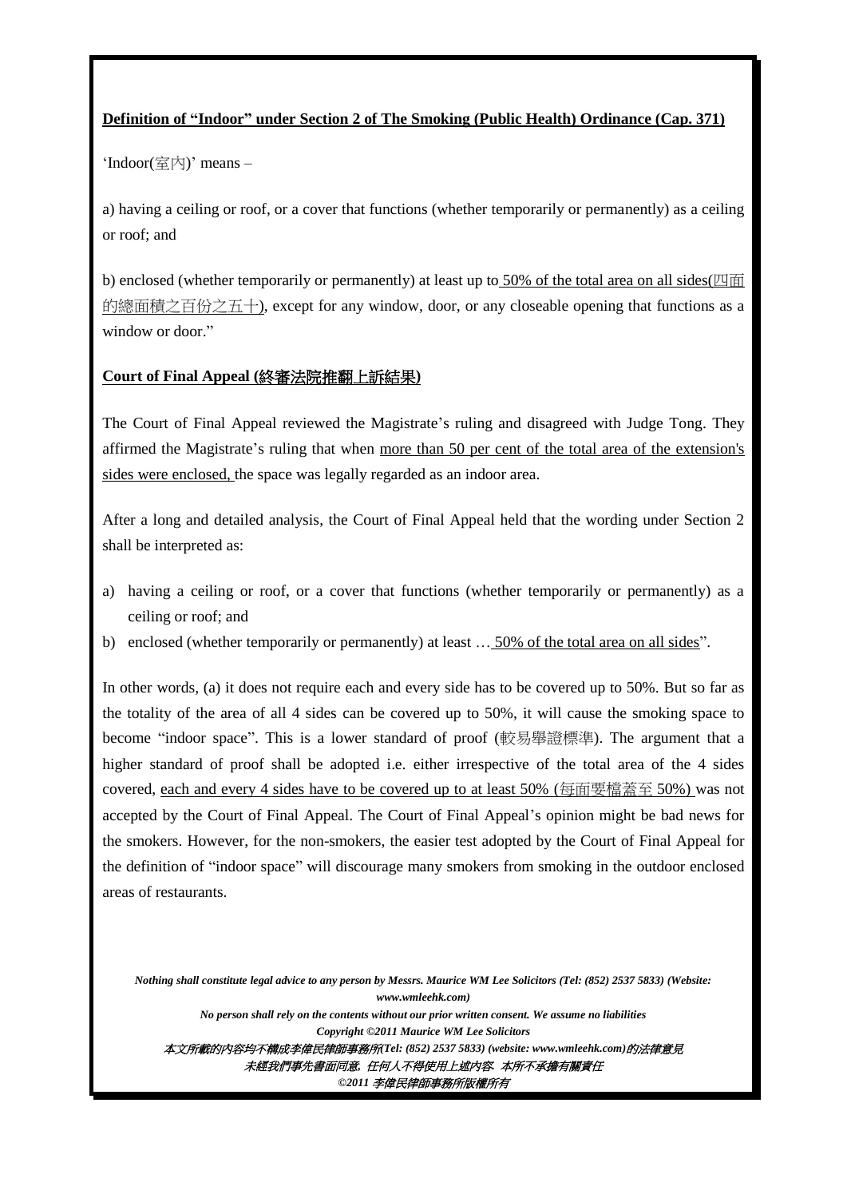**Definition of "Indoor" under Section 2 of The Smoking (Public Health) Ordinance (Cap. 371)**

'Indoor(室內)' means –

a) having a ceiling or roof, or a cover that functions (whether temporarily or permanently) as a ceiling or roof; and

b) enclosed (whether temporarily or permanently) at least up to 50% of the total area on all sides(四面的總面積之百份之五十), except for any window, door, or any closeable opening that functions as a window or door."

**Court of Final Appeal (終審法院推翻上訴結果)**

The Court of Final Appeal reviewed the Magistrate's ruling and disagreed with Judge Tong. They affirmed the Magistrate's ruling that when more than 50 per cent of the total area of the extension's sides were enclosed, the space was legally regarded as an indoor area.

After a long and detailed analysis, the Court of Final Appeal held that the wording under Section 2 shall be interpreted as:

a) having a ceiling or roof, or a cover that functions (whether temporarily or permanently) as a ceiling or roof; and
b) enclosed (whether temporarily or permanently) at least … 50% of the total area on all sides".

In other words, (a) it does not require each and every side has to be covered up to 50%. But so far as the totality of the area of all 4 sides can be covered up to 50%, it will cause the smoking space to become "indoor space". This is a lower standard of proof (較易舉證標準). The argument that a higher standard of proof shall be adopted i.e. either irrespective of the total area of the 4 sides covered, each and every 4 sides have to be covered up to at least 50% (每面要檔蓋至 50%) was not accepted by the Court of Final Appeal. The Court of Final Appeal's opinion might be bad news for the smokers. However, for the non-smokers, the easier test adopted by the Court of Final Appeal for the definition of "indoor space" will discourage many smokers from smoking in the outdoor enclosed areas of restaurants.

***Nothing shall constitute legal advice to any person by Messrs. Maurice WM Lee Solicitors (Tel: (852) 2537 5833) (Website: www.wmleehk.com)***
***No person shall rely on the contents without our prior written consent. We assume no liabilities***
***Copyright ©2011 Maurice WM Lee Solicitors***
***本文所載的內容均不構成李偉民律師事務所(Tel: (852) 2537 5833) (website: www.wmleehk.com)的法律意見***
***未經我們事先書面同意, 任何人不得使用上述內容. 本所不承擔有關責任***
***©2011 李偉民律師事務所版權所有***